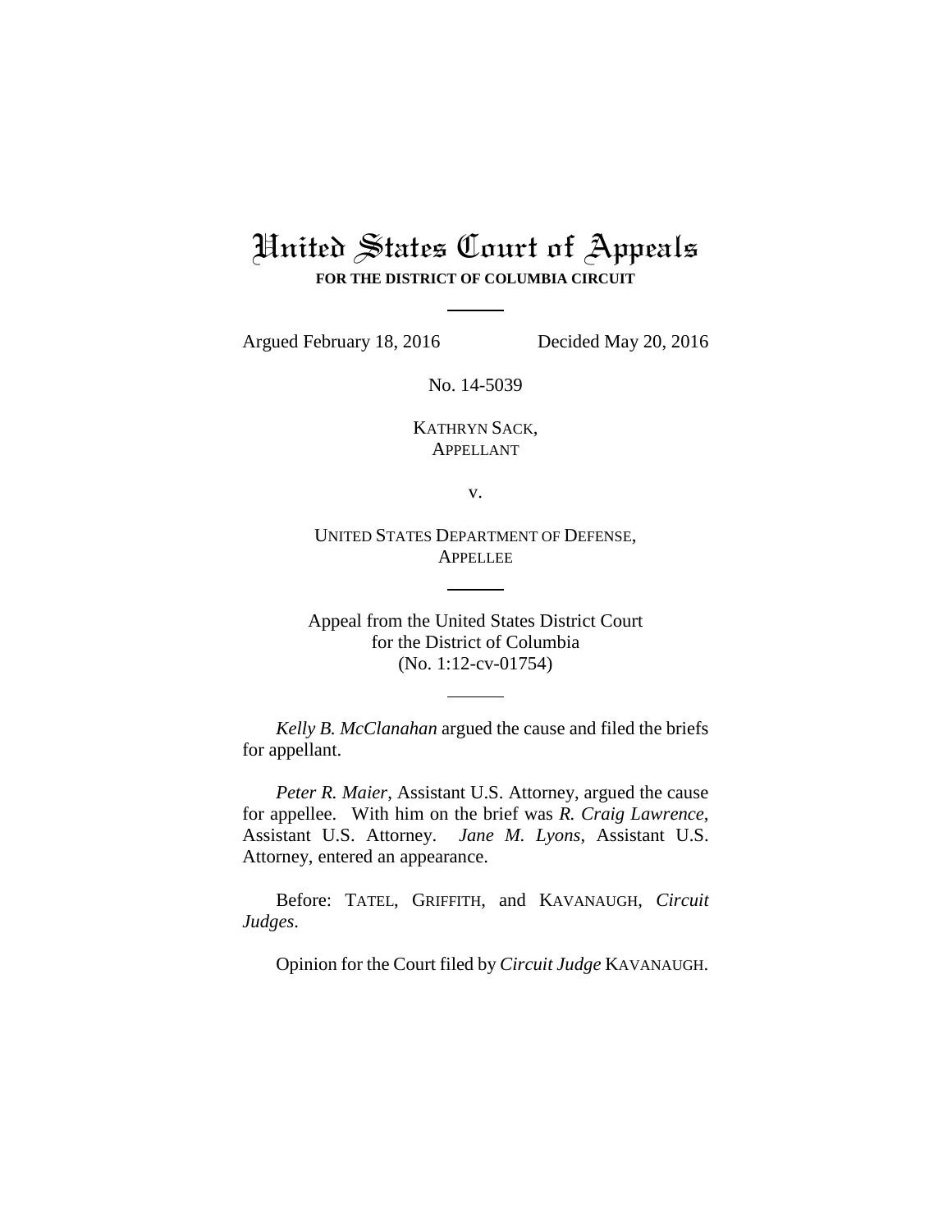# United States Court of Appeals

**FOR THE DISTRICT OF COLUMBIA CIRCUIT**

---

Argued February 18, 2016 Decided May 20, 2016

No. 14-5039

KATHRYN SACK,
APPELLANT

v.

UNITED STATES DEPARTMENT OF DEFENSE,
APPELLEE

---

Appeal from the United States District Court
for the District of Columbia
(No. 1:12-cv-01754)

---

*Kelly B. McClanahan* argued the cause and filed the briefs for appellant.

*Peter R. Maier*, Assistant U.S. Attorney, argued the cause for appellee. With him on the brief was *R. Craig Lawrence*, Assistant U.S. Attorney. *Jane M. Lyons*, Assistant U.S. Attorney, entered an appearance.

Before: TATEL, GRIFFITH, and KAVANAUGH, *Circuit Judges*.

Opinion for the Court filed by *Circuit Judge* KAVANAUGH.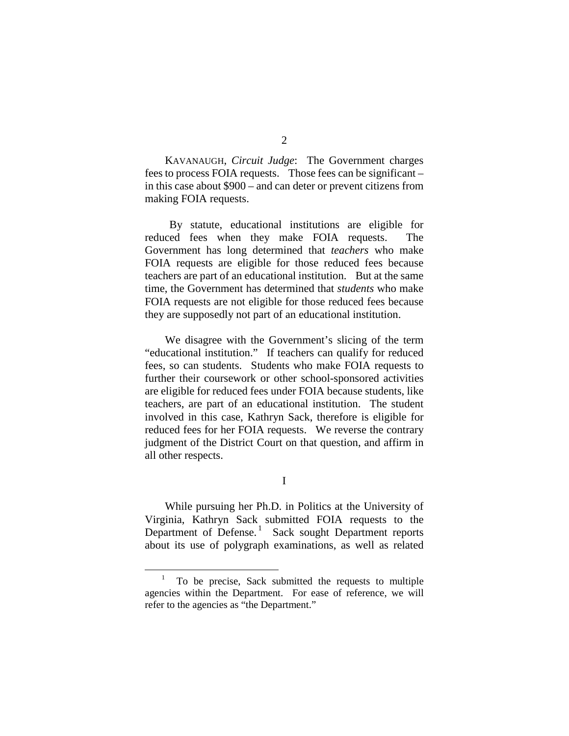KAVANAUGH, *Circuit Judge*: The Government charges fees to process FOIA requests. Those fees can be significant – in this case about $900 – and can deter or prevent citizens from making FOIA requests.

By statute, educational institutions are eligible for reduced fees when they make FOIA requests. The Government has long determined that *teachers* who make FOIA requests are eligible for those reduced fees because teachers are part of an educational institution. But at the same time, the Government has determined that *students* who make FOIA requests are not eligible for those reduced fees because they are supposedly not part of an educational institution.

We disagree with the Government's slicing of the term "educational institution." If teachers can qualify for reduced fees, so can students. Students who make FOIA requests to further their coursework or other school-sponsored activities are eligible for reduced fees under FOIA because students, like teachers, are part of an educational institution. The student involved in this case, Kathryn Sack, therefore is eligible for reduced fees for her FOIA requests. We reverse the contrary judgment of the District Court on that question, and affirm in all other respects.

I

While pursuing her Ph.D. in Politics at the University of Virginia, Kathryn Sack submitted FOIA requests to the Department of Defense.[1] Sack sought Department reports about its use of polygraph examinations, as well as related

[1] To be precise, Sack submitted the requests to multiple agencies within the Department. For ease of reference, we will refer to the agencies as "the Department."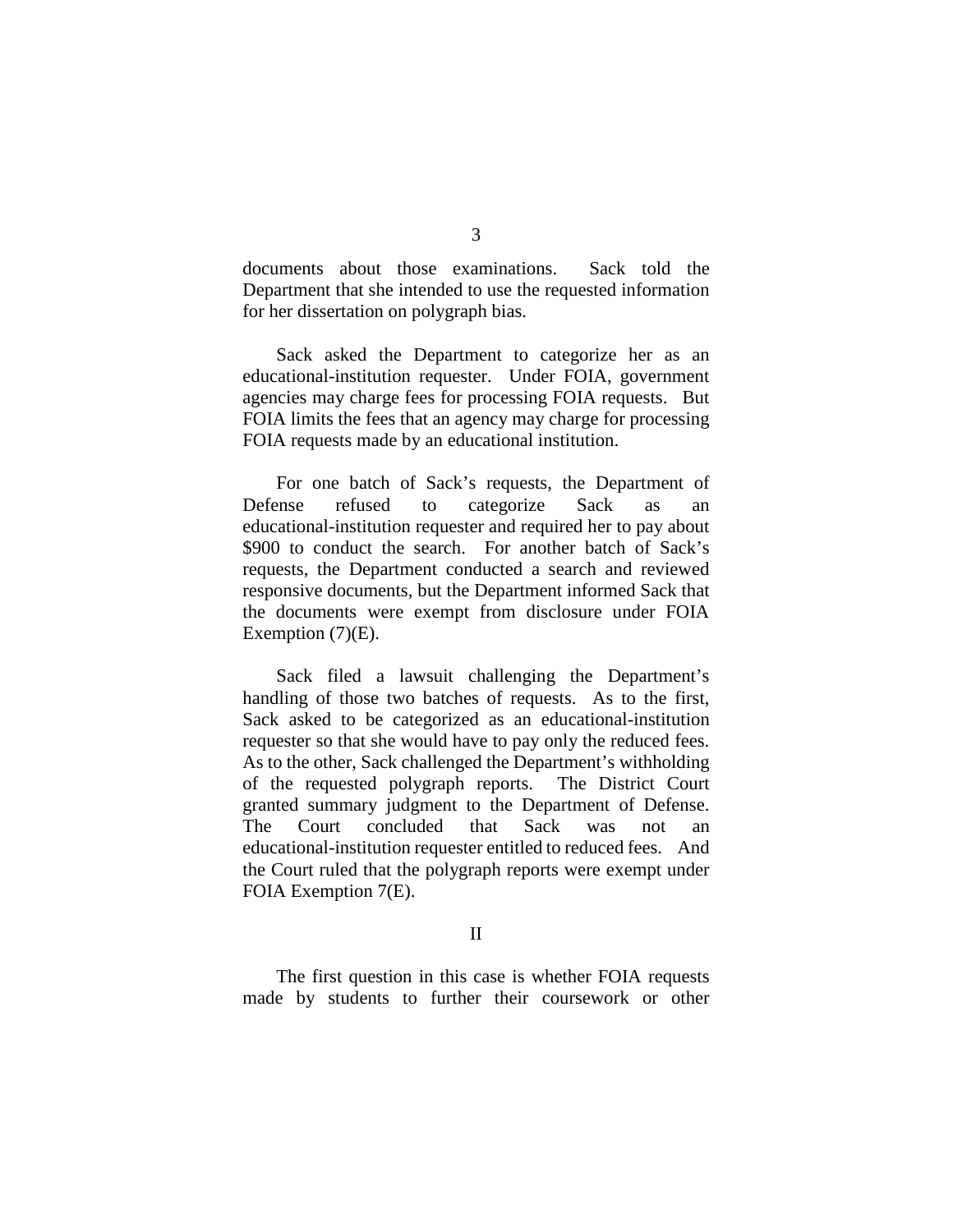documents about those examinations. Sack told the Department that she intended to use the requested information for her dissertation on polygraph bias.

Sack asked the Department to categorize her as an educational-institution requester. Under FOIA, government agencies may charge fees for processing FOIA requests. But FOIA limits the fees that an agency may charge for processing FOIA requests made by an educational institution.

For one batch of Sack's requests, the Department of Defense refused to categorize Sack as an educational-institution requester and required her to pay about $900 to conduct the search. For another batch of Sack's requests, the Department conducted a search and reviewed responsive documents, but the Department informed Sack that the documents were exempt from disclosure under FOIA Exemption (7)(E).

Sack filed a lawsuit challenging the Department's handling of those two batches of requests. As to the first, Sack asked to be categorized as an educational-institution requester so that she would have to pay only the reduced fees. As to the other, Sack challenged the Department's withholding of the requested polygraph reports. The District Court granted summary judgment to the Department of Defense. The Court concluded that Sack was not an educational-institution requester entitled to reduced fees. And the Court ruled that the polygraph reports were exempt under FOIA Exemption 7(E).

## II

The first question in this case is whether FOIA requests made by students to further their coursework or other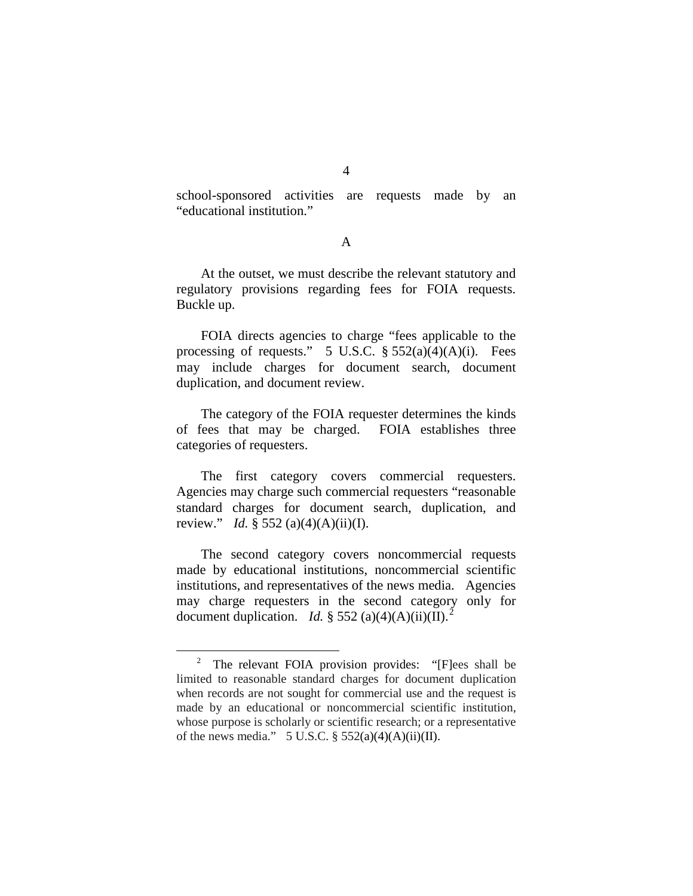school-sponsored activities are requests made by an "educational institution."

A

At the outset, we must describe the relevant statutory and regulatory provisions regarding fees for FOIA requests. Buckle up.

FOIA directs agencies to charge "fees applicable to the processing of requests." 5 U.S.C. § 552(a)(4)(A)(i). Fees may include charges for document search, document duplication, and document review.

The category of the FOIA requester determines the kinds of fees that may be charged. FOIA establishes three categories of requesters.

The first category covers commercial requesters. Agencies may charge such commercial requesters "reasonable standard charges for document search, duplication, and review." *Id.* § 552 (a)(4)(A)(ii)(I).

The second category covers noncommercial requests made by educational institutions, noncommercial scientific institutions, and representatives of the news media. Agencies may charge requesters in the second category only for document duplication. *Id.* § 552 (a)(4)(A)(ii)(II).[2]

---

[2] The relevant FOIA provision provides: "[F]ees shall be limited to reasonable standard charges for document duplication when records are not sought for commercial use and the request is made by an educational or noncommercial scientific institution, whose purpose is scholarly or scientific research; or a representative of the news media." 5 U.S.C. § 552(a)(4)(A)(ii)(II).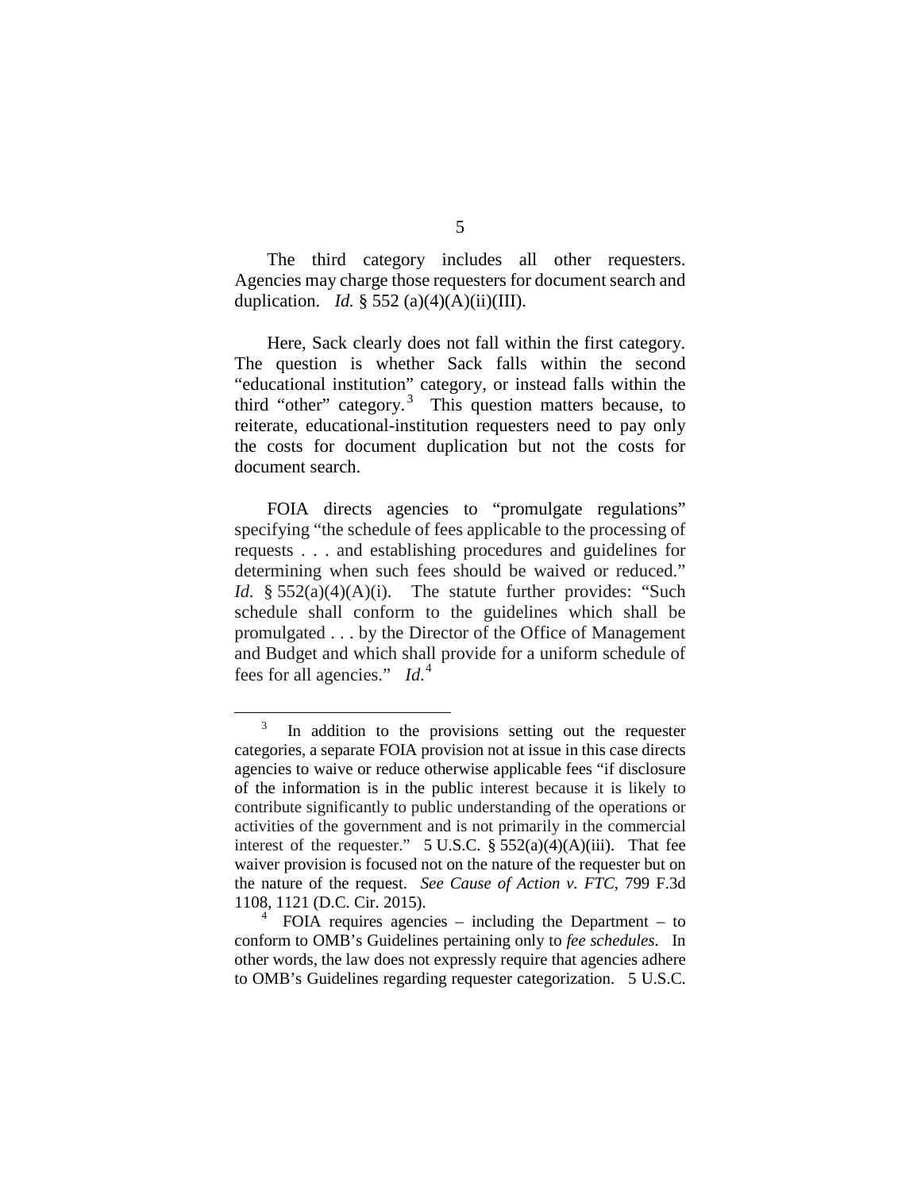The third category includes all other requesters. Agencies may charge those requesters for document search and duplication. *Id.* § 552 (a)(4)(A)(ii)(III).

Here, Sack clearly does not fall within the first category. The question is whether Sack falls within the second "educational institution" category, or instead falls within the third "other" category.[3] This question matters because, to reiterate, educational-institution requesters need to pay only the costs for document duplication but not the costs for document search.

FOIA directs agencies to "promulgate regulations" specifying "the schedule of fees applicable to the processing of requests . . . and establishing procedures and guidelines for determining when such fees should be waived or reduced." *Id.* § 552(a)(4)(A)(i). The statute further provides: "Such schedule shall conform to the guidelines which shall be promulgated . . . by the Director of the Office of Management and Budget and which shall provide for a uniform schedule of fees for all agencies." *Id.*[4]

---

[3] In addition to the provisions setting out the requester categories, a separate FOIA provision not at issue in this case directs agencies to waive or reduce otherwise applicable fees "if disclosure of the information is in the public interest because it is likely to contribute significantly to public understanding of the operations or activities of the government and is not primarily in the commercial interest of the requester." 5 U.S.C. § 552(a)(4)(A)(iii). That fee waiver provision is focused not on the nature of the requester but on the nature of the request. *See Cause of Action v. FTC*, 799 F.3d 1108, 1121 (D.C. Cir. 2015).

[4] FOIA requires agencies – including the Department – to conform to OMB's Guidelines pertaining only to *fee schedules*. In other words, the law does not expressly require that agencies adhere to OMB's Guidelines regarding requester categorization. 5 U.S.C.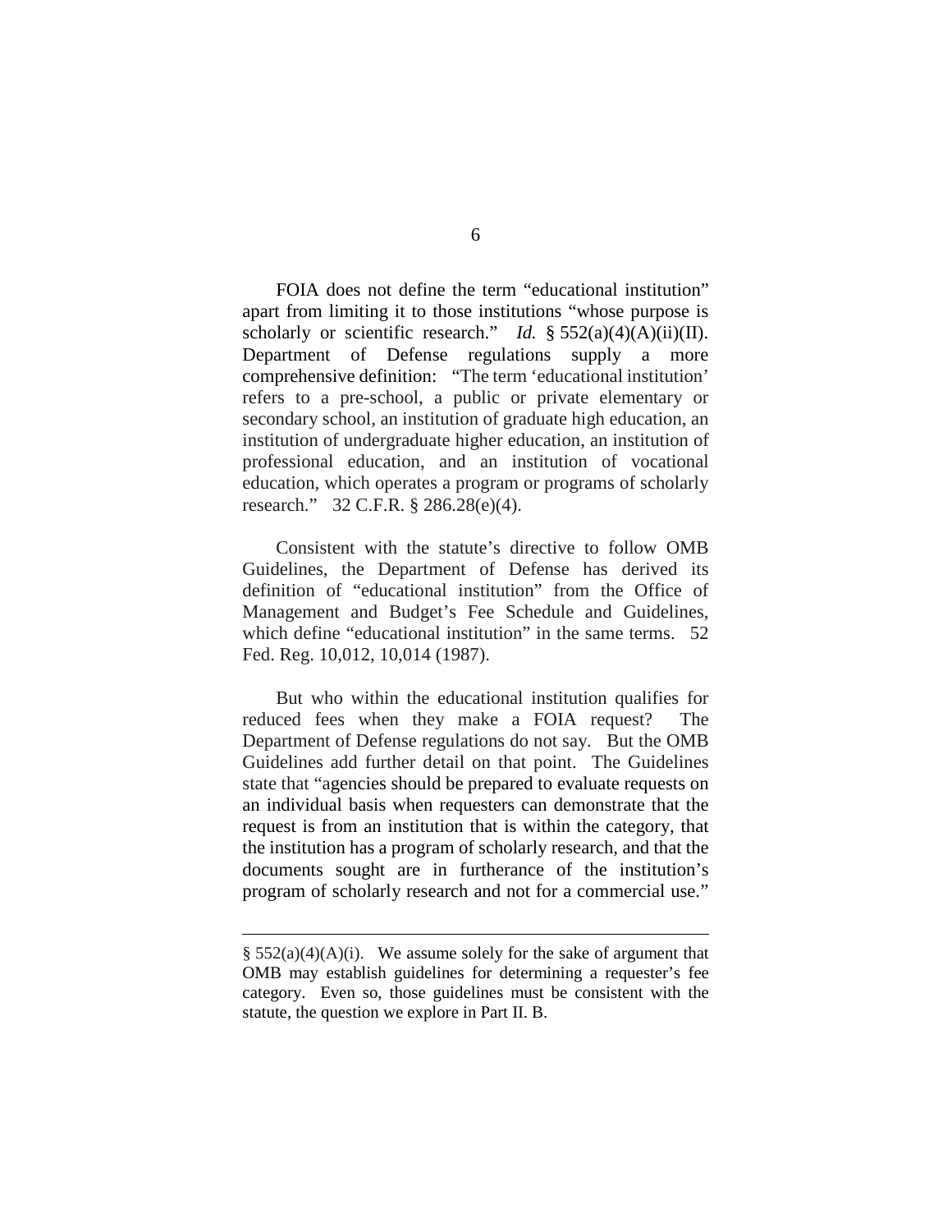FOIA does not define the term "educational institution" apart from limiting it to those institutions "whose purpose is scholarly or scientific research." *Id.* § 552(a)(4)(A)(ii)(II). Department of Defense regulations supply a more comprehensive definition: "The term 'educational institution' refers to a pre-school, a public or private elementary or secondary school, an institution of graduate high education, an institution of undergraduate higher education, an institution of professional education, and an institution of vocational education, which operates a program or programs of scholarly research." 32 C.F.R. § 286.28(e)(4).

Consistent with the statute's directive to follow OMB Guidelines, the Department of Defense has derived its definition of "educational institution" from the Office of Management and Budget's Fee Schedule and Guidelines, which define "educational institution" in the same terms. 52 Fed. Reg. 10,012, 10,014 (1987).

But who within the educational institution qualifies for reduced fees when they make a FOIA request? The Department of Defense regulations do not say. But the OMB Guidelines add further detail on that point. The Guidelines state that "agencies should be prepared to evaluate requests on an individual basis when requesters can demonstrate that the request is from an institution that is within the category, that the institution has a program of scholarly research, and that the documents sought are in furtherance of the institution's program of scholarly research and not for a commercial use."

---

§ 552(a)(4)(A)(i). We assume solely for the sake of argument that OMB may establish guidelines for determining a requester's fee category. Even so, those guidelines must be consistent with the statute, the question we explore in Part II. B.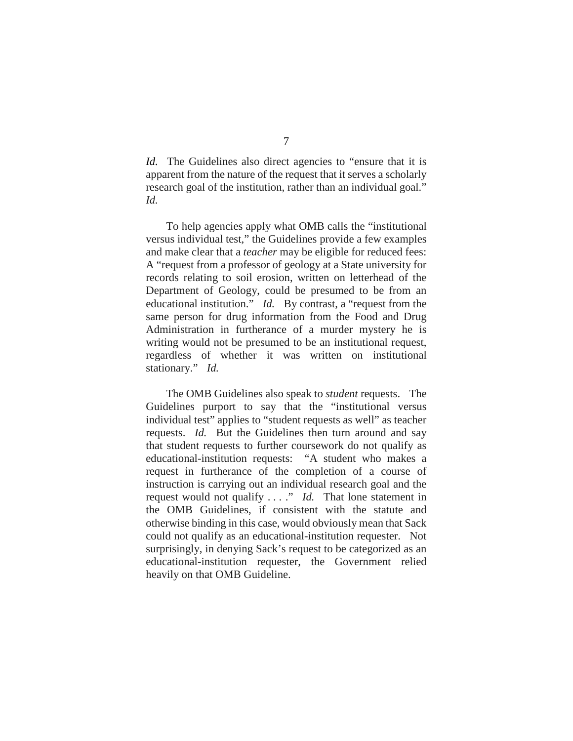*Id.* The Guidelines also direct agencies to "ensure that it is apparent from the nature of the request that it serves a scholarly research goal of the institution, rather than an individual goal." *Id.*

To help agencies apply what OMB calls the "institutional versus individual test," the Guidelines provide a few examples and make clear that a *teacher* may be eligible for reduced fees: A "request from a professor of geology at a State university for records relating to soil erosion, written on letterhead of the Department of Geology, could be presumed to be from an educational institution." *Id.* By contrast, a "request from the same person for drug information from the Food and Drug Administration in furtherance of a murder mystery he is writing would not be presumed to be an institutional request, regardless of whether it was written on institutional stationary." *Id.*

The OMB Guidelines also speak to *student* requests. The Guidelines purport to say that the "institutional versus individual test" applies to "student requests as well" as teacher requests. *Id.* But the Guidelines then turn around and say that student requests to further coursework do not qualify as educational-institution requests: "A student who makes a request in furtherance of the completion of a course of instruction is carrying out an individual research goal and the request would not qualify . . . ." *Id.* That lone statement in the OMB Guidelines, if consistent with the statute and otherwise binding in this case, would obviously mean that Sack could not qualify as an educational-institution requester. Not surprisingly, in denying Sack's request to be categorized as an educational-institution requester, the Government relied heavily on that OMB Guideline.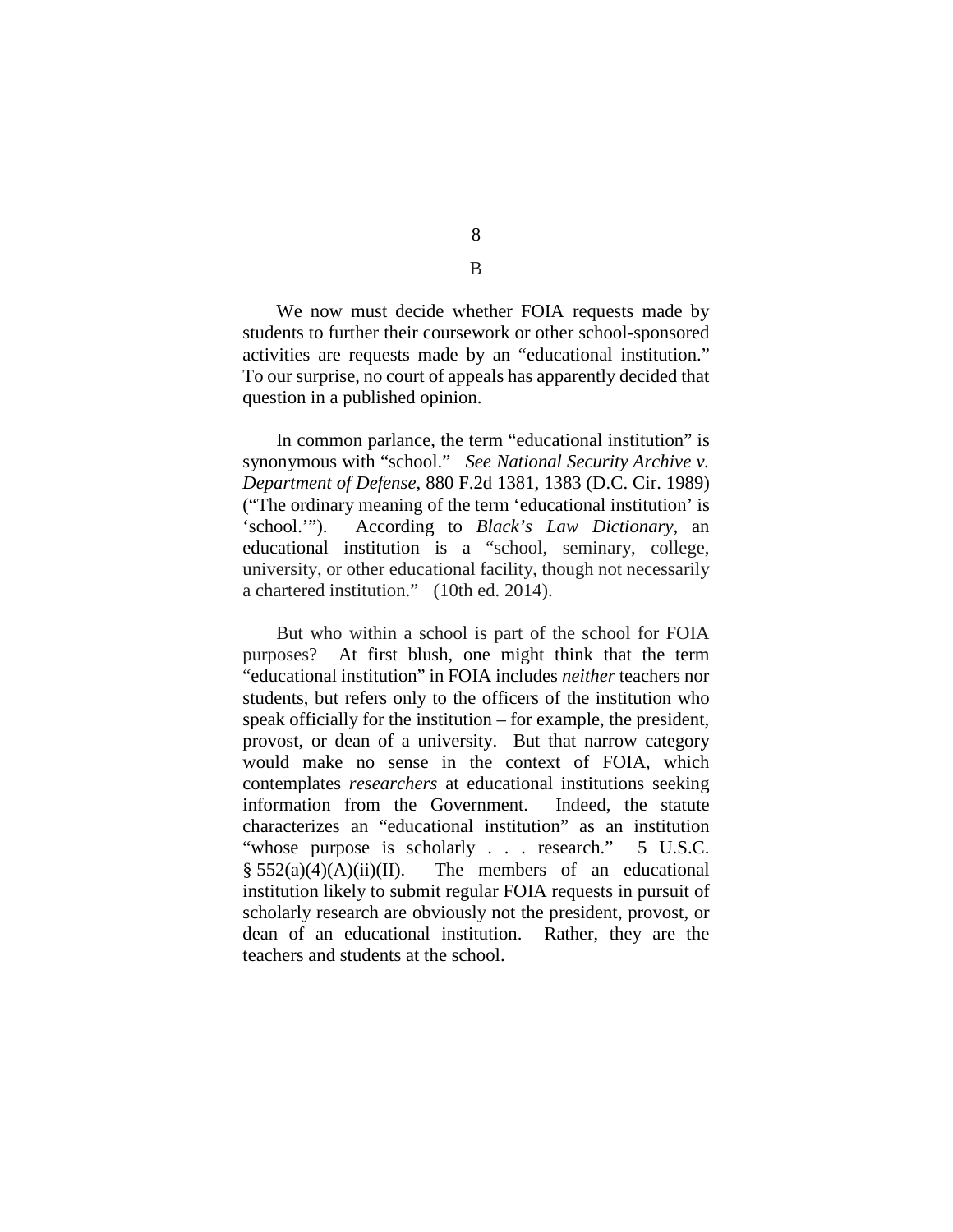## B

We now must decide whether FOIA requests made by students to further their coursework or other school-sponsored activities are requests made by an "educational institution." To our surprise, no court of appeals has apparently decided that question in a published opinion.

In common parlance, the term "educational institution" is synonymous with "school." *See National Security Archive v. Department of Defense*, 880 F.2d 1381, 1383 (D.C. Cir. 1989) ("The ordinary meaning of the term 'educational institution' is 'school.'"). According to *Black's Law Dictionary*, an educational institution is a "school, seminary, college, university, or other educational facility, though not necessarily a chartered institution." (10th ed. 2014).

But who within a school is part of the school for FOIA purposes? At first blush, one might think that the term "educational institution" in FOIA includes *neither* teachers nor students, but refers only to the officers of the institution who speak officially for the institution – for example, the president, provost, or dean of a university. But that narrow category would make no sense in the context of FOIA, which contemplates *researchers* at educational institutions seeking information from the Government. Indeed, the statute characterizes an "educational institution" as an institution "whose purpose is scholarly . . . research." 5 U.S.C. § 552(a)(4)(A)(ii)(II). The members of an educational institution likely to submit regular FOIA requests in pursuit of scholarly research are obviously not the president, provost, or dean of an educational institution. Rather, they are the teachers and students at the school.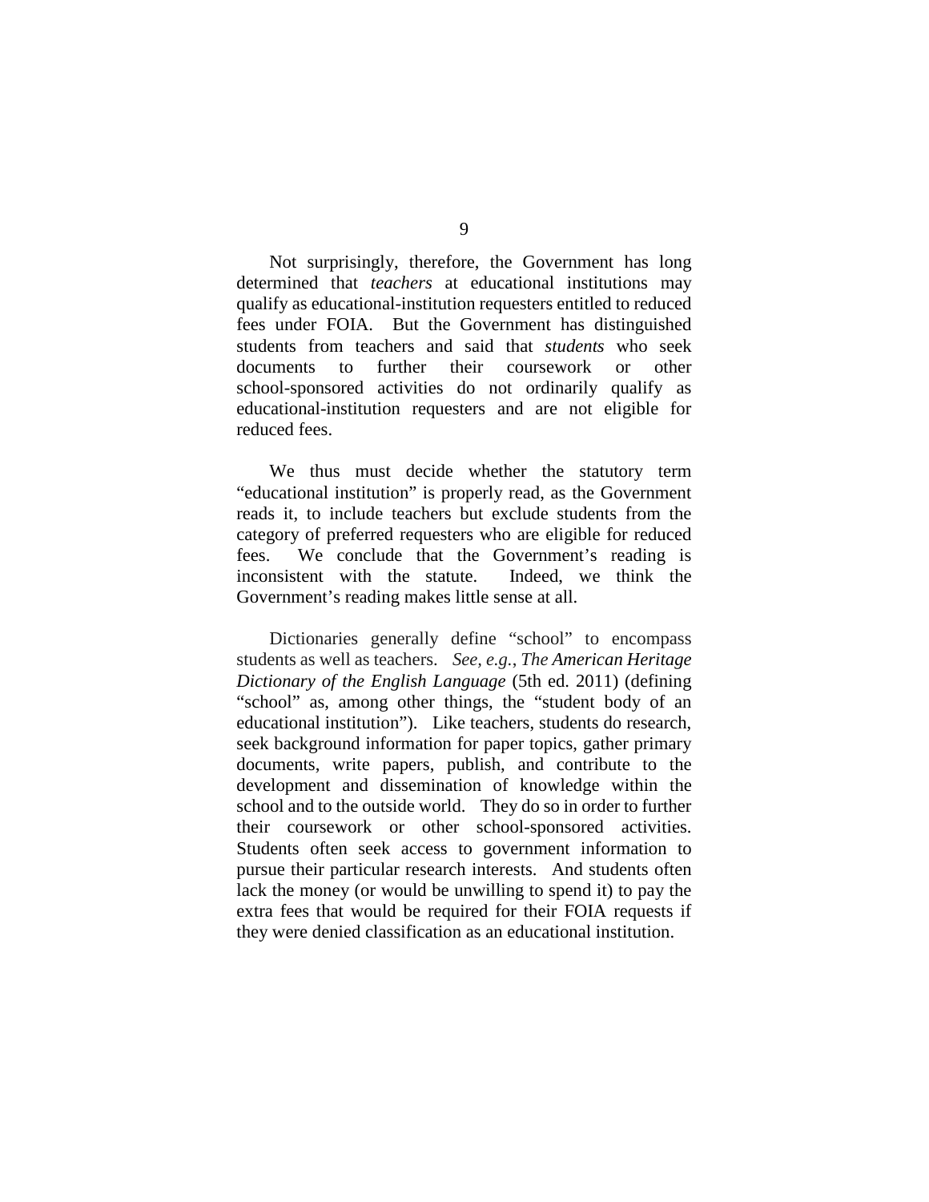Not surprisingly, therefore, the Government has long determined that *teachers* at educational institutions may qualify as educational-institution requesters entitled to reduced fees under FOIA. But the Government has distinguished students from teachers and said that *students* who seek documents to further their coursework or other school-sponsored activities do not ordinarily qualify as educational-institution requesters and are not eligible for reduced fees.

We thus must decide whether the statutory term "educational institution" is properly read, as the Government reads it, to include teachers but exclude students from the category of preferred requesters who are eligible for reduced fees. We conclude that the Government's reading is inconsistent with the statute. Indeed, we think the Government's reading makes little sense at all.

Dictionaries generally define "school" to encompass students as well as teachers. *See, e.g.*, *The American Heritage Dictionary of the English Language* (5th ed. 2011) (defining "school" as, among other things, the "student body of an educational institution"). Like teachers, students do research, seek background information for paper topics, gather primary documents, write papers, publish, and contribute to the development and dissemination of knowledge within the school and to the outside world. They do so in order to further their coursework or other school-sponsored activities. Students often seek access to government information to pursue their particular research interests. And students often lack the money (or would be unwilling to spend it) to pay the extra fees that would be required for their FOIA requests if they were denied classification as an educational institution.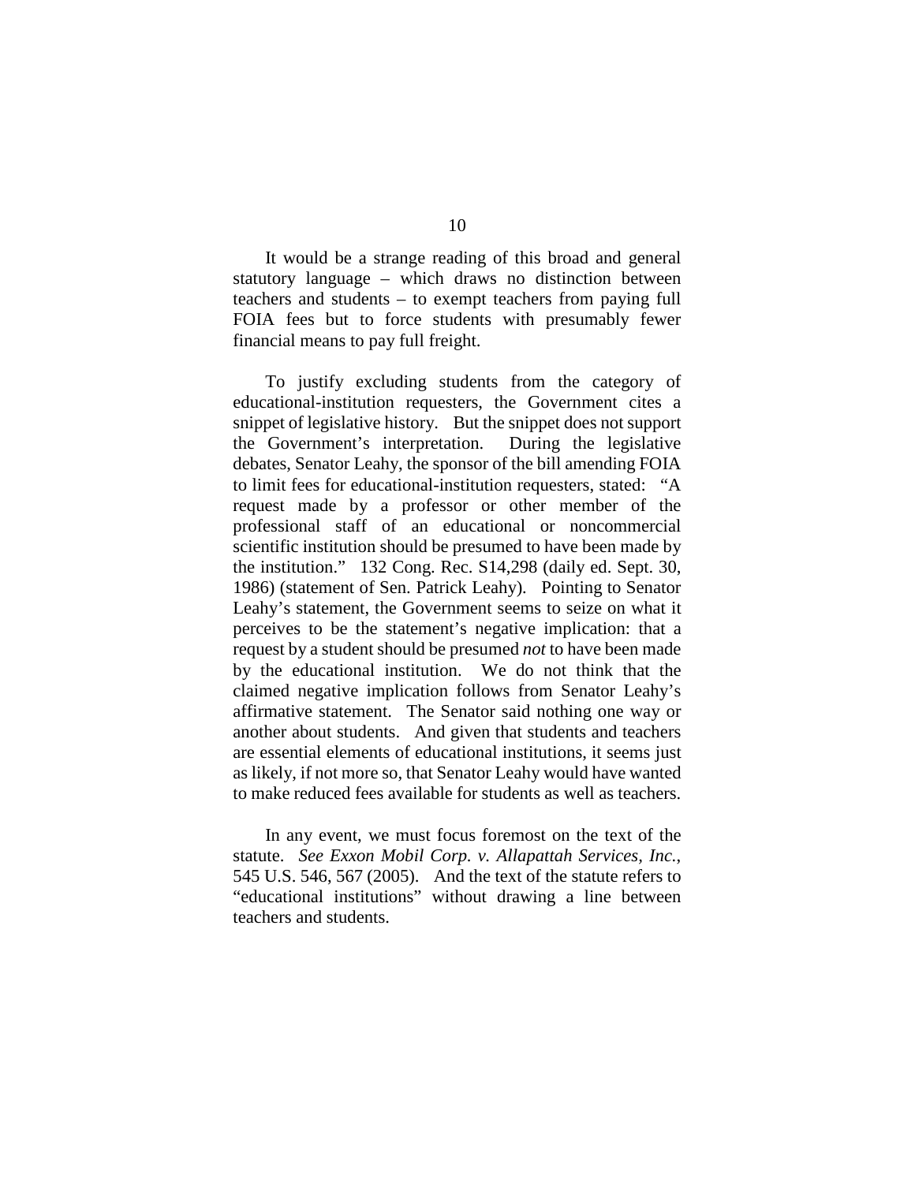It would be a strange reading of this broad and general statutory language – which draws no distinction between teachers and students – to exempt teachers from paying full FOIA fees but to force students with presumably fewer financial means to pay full freight.

To justify excluding students from the category of educational-institution requesters, the Government cites a snippet of legislative history. But the snippet does not support the Government's interpretation. During the legislative debates, Senator Leahy, the sponsor of the bill amending FOIA to limit fees for educational-institution requesters, stated: "A request made by a professor or other member of the professional staff of an educational or noncommercial scientific institution should be presumed to have been made by the institution." 132 Cong. Rec. S14,298 (daily ed. Sept. 30, 1986) (statement of Sen. Patrick Leahy). Pointing to Senator Leahy's statement, the Government seems to seize on what it perceives to be the statement's negative implication: that a request by a student should be presumed *not* to have been made by the educational institution. We do not think that the claimed negative implication follows from Senator Leahy's affirmative statement. The Senator said nothing one way or another about students. And given that students and teachers are essential elements of educational institutions, it seems just as likely, if not more so, that Senator Leahy would have wanted to make reduced fees available for students as well as teachers.

In any event, we must focus foremost on the text of the statute. *See Exxon Mobil Corp. v. Allapattah Services, Inc.*, 545 U.S. 546, 567 (2005). And the text of the statute refers to "educational institutions" without drawing a line between teachers and students.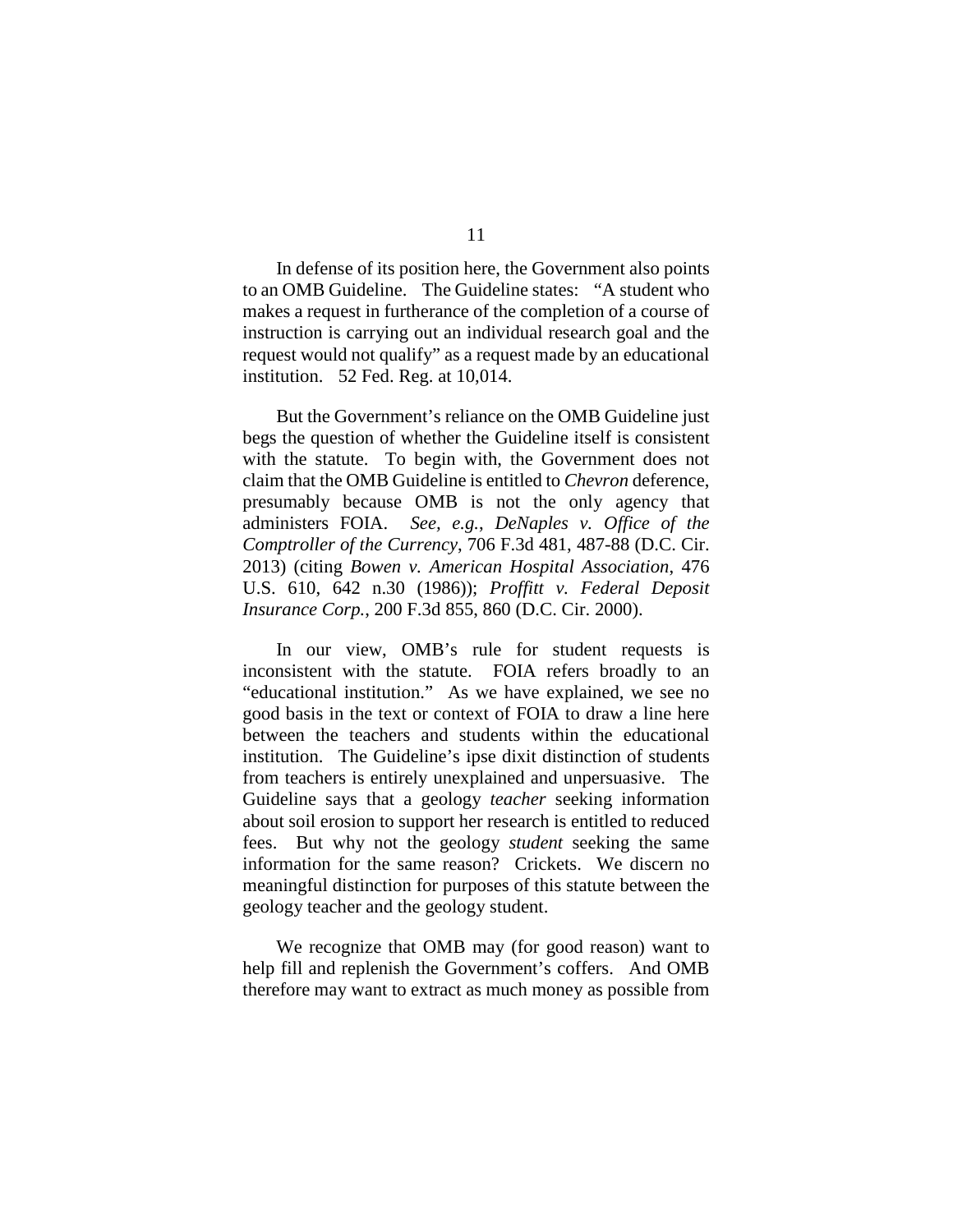In defense of its position here, the Government also points to an OMB Guideline. The Guideline states: "A student who makes a request in furtherance of the completion of a course of instruction is carrying out an individual research goal and the request would not qualify" as a request made by an educational institution. 52 Fed. Reg. at 10,014.

But the Government's reliance on the OMB Guideline just begs the question of whether the Guideline itself is consistent with the statute. To begin with, the Government does not claim that the OMB Guideline is entitled to *Chevron* deference, presumably because OMB is not the only agency that administers FOIA. *See, e.g.*, *DeNaples v. Office of the Comptroller of the Currency*, 706 F.3d 481, 487-88 (D.C. Cir. 2013) (citing *Bowen v. American Hospital Association*, 476 U.S. 610, 642 n.30 (1986)); *Proffitt v. Federal Deposit Insurance Corp.*, 200 F.3d 855, 860 (D.C. Cir. 2000).

In our view, OMB's rule for student requests is inconsistent with the statute. FOIA refers broadly to an "educational institution." As we have explained, we see no good basis in the text or context of FOIA to draw a line here between the teachers and students within the educational institution. The Guideline's ipse dixit distinction of students from teachers is entirely unexplained and unpersuasive. The Guideline says that a geology *teacher* seeking information about soil erosion to support her research is entitled to reduced fees. But why not the geology *student* seeking the same information for the same reason? Crickets. We discern no meaningful distinction for purposes of this statute between the geology teacher and the geology student.

We recognize that OMB may (for good reason) want to help fill and replenish the Government's coffers. And OMB therefore may want to extract as much money as possible from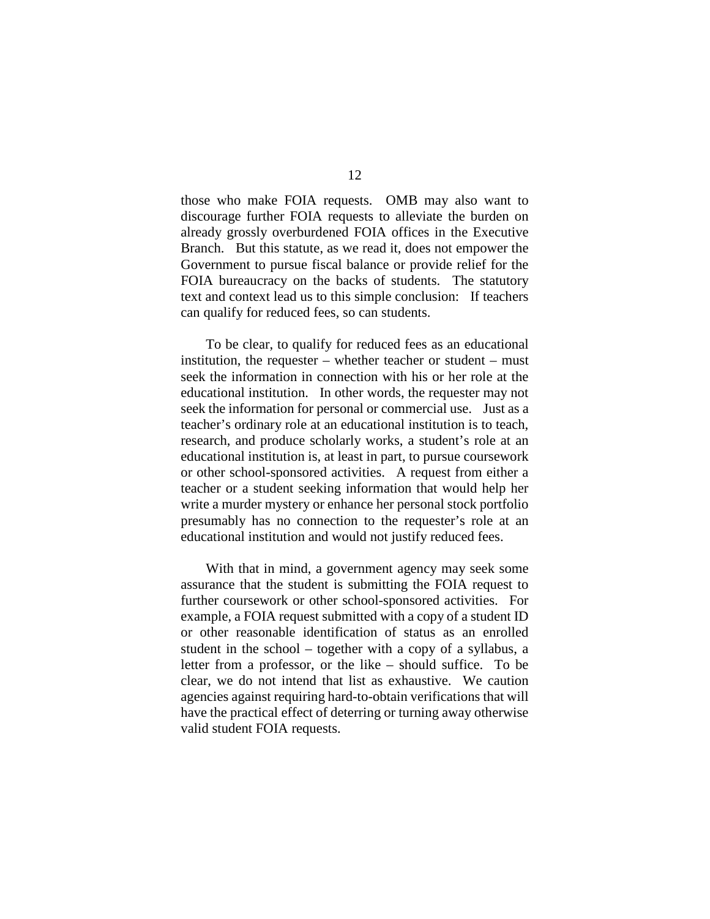those who make FOIA requests. OMB may also want to discourage further FOIA requests to alleviate the burden on already grossly overburdened FOIA offices in the Executive Branch. But this statute, as we read it, does not empower the Government to pursue fiscal balance or provide relief for the FOIA bureaucracy on the backs of students. The statutory text and context lead us to this simple conclusion: If teachers can qualify for reduced fees, so can students.

To be clear, to qualify for reduced fees as an educational institution, the requester – whether teacher or student – must seek the information in connection with his or her role at the educational institution. In other words, the requester may not seek the information for personal or commercial use. Just as a teacher's ordinary role at an educational institution is to teach, research, and produce scholarly works, a student's role at an educational institution is, at least in part, to pursue coursework or other school-sponsored activities. A request from either a teacher or a student seeking information that would help her write a murder mystery or enhance her personal stock portfolio presumably has no connection to the requester's role at an educational institution and would not justify reduced fees.

With that in mind, a government agency may seek some assurance that the student is submitting the FOIA request to further coursework or other school-sponsored activities. For example, a FOIA request submitted with a copy of a student ID or other reasonable identification of status as an enrolled student in the school – together with a copy of a syllabus, a letter from a professor, or the like – should suffice. To be clear, we do not intend that list as exhaustive. We caution agencies against requiring hard-to-obtain verifications that will have the practical effect of deterring or turning away otherwise valid student FOIA requests.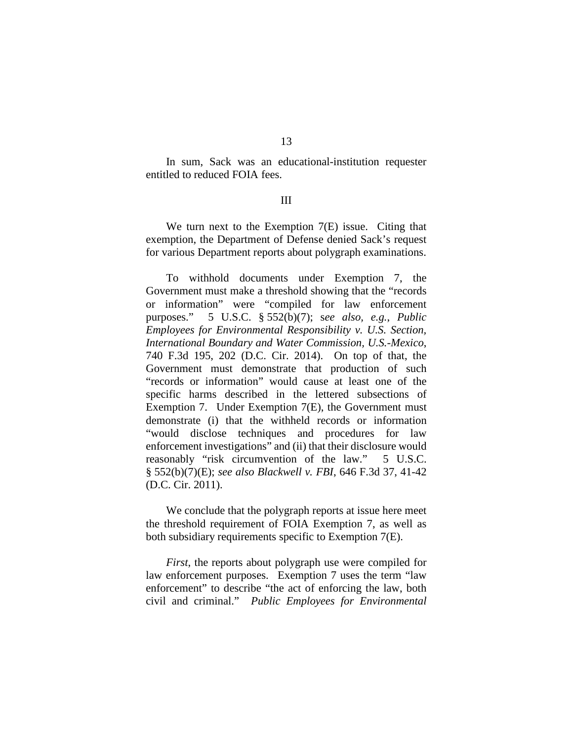In sum, Sack was an educational-institution requester entitled to reduced FOIA fees.

## III

We turn next to the Exemption 7(E) issue. Citing that exemption, the Department of Defense denied Sack's request for various Department reports about polygraph examinations.

To withhold documents under Exemption 7, the Government must make a threshold showing that the "records or information" were "compiled for law enforcement purposes." 5 U.S.C. § 552(b)(7); s*ee also, e.g.*, *Public Employees for Environmental Responsibility v. U.S. Section, International Boundary and Water Commission, U.S.-Mexico*, 740 F.3d 195, 202 (D.C. Cir. 2014). On top of that, the Government must demonstrate that production of such "records or information" would cause at least one of the specific harms described in the lettered subsections of Exemption 7. Under Exemption 7(E), the Government must demonstrate (i) that the withheld records or information "would disclose techniques and procedures for law enforcement investigations" and (ii) that their disclosure would reasonably "risk circumvention of the law." 5 U.S.C. § 552(b)(7)(E); *see also Blackwell v. FBI*, 646 F.3d 37, 41-42 (D.C. Cir. 2011).

We conclude that the polygraph reports at issue here meet the threshold requirement of FOIA Exemption 7, as well as both subsidiary requirements specific to Exemption 7(E).

*First*, the reports about polygraph use were compiled for law enforcement purposes. Exemption 7 uses the term "law enforcement" to describe "the act of enforcing the law, both civil and criminal." *Public Employees for Environmental*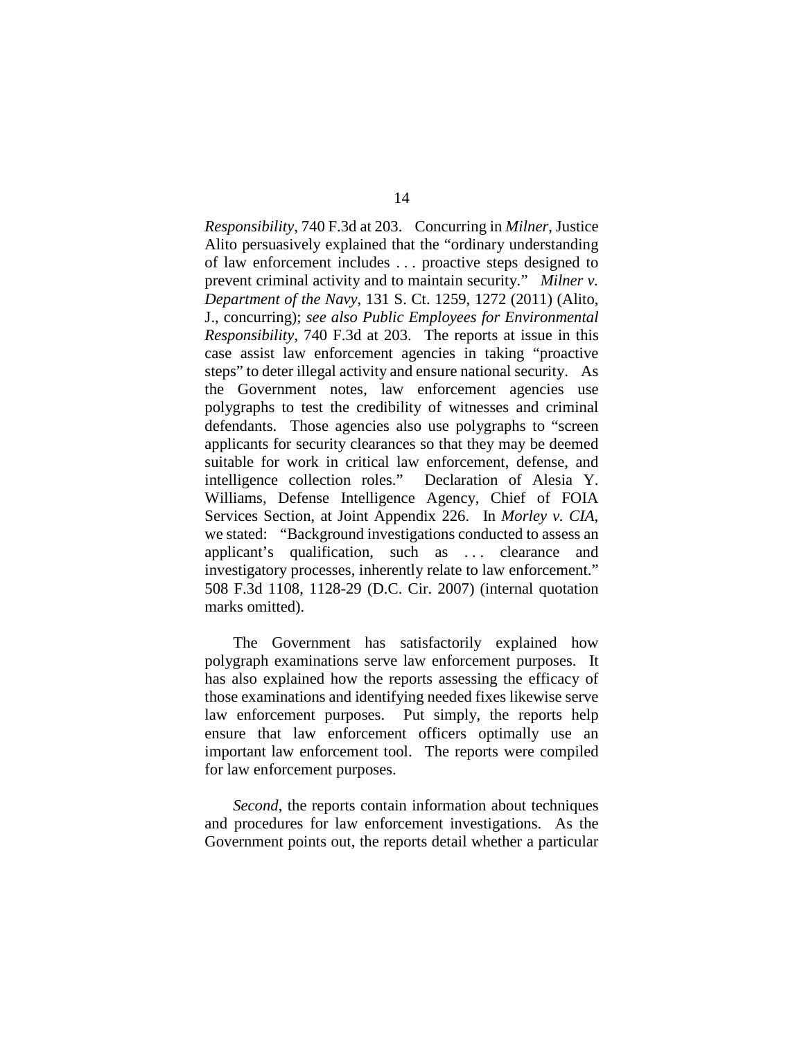*Responsibility*, 740 F.3d at 203. Concurring in *Milner*, Justice Alito persuasively explained that the "ordinary understanding of law enforcement includes . . . proactive steps designed to prevent criminal activity and to maintain security." *Milner v. Department of the Navy*, 131 S. Ct. 1259, 1272 (2011) (Alito, J., concurring); *see also Public Employees for Environmental Responsibility*, 740 F.3d at 203. The reports at issue in this case assist law enforcement agencies in taking "proactive steps" to deter illegal activity and ensure national security. As the Government notes, law enforcement agencies use polygraphs to test the credibility of witnesses and criminal defendants. Those agencies also use polygraphs to "screen applicants for security clearances so that they may be deemed suitable for work in critical law enforcement, defense, and intelligence collection roles." Declaration of Alesia Y. Williams, Defense Intelligence Agency, Chief of FOIA Services Section, at Joint Appendix 226. In *Morley v. CIA*, we stated: "Background investigations conducted to assess an applicant's qualification, such as . . . clearance and investigatory processes, inherently relate to law enforcement." 508 F.3d 1108, 1128-29 (D.C. Cir. 2007) (internal quotation marks omitted).

The Government has satisfactorily explained how polygraph examinations serve law enforcement purposes. It has also explained how the reports assessing the efficacy of those examinations and identifying needed fixes likewise serve law enforcement purposes. Put simply, the reports help ensure that law enforcement officers optimally use an important law enforcement tool. The reports were compiled for law enforcement purposes.

*Second*, the reports contain information about techniques and procedures for law enforcement investigations. As the Government points out, the reports detail whether a particular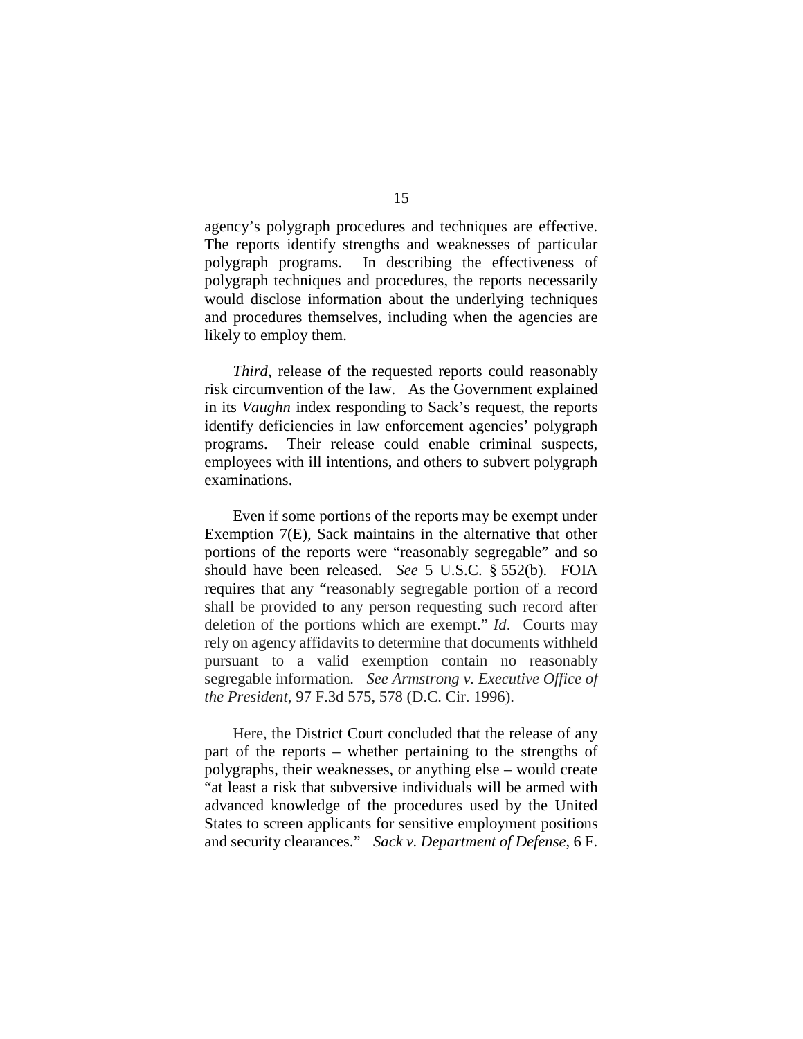agency's polygraph procedures and techniques are effective. The reports identify strengths and weaknesses of particular polygraph programs. In describing the effectiveness of polygraph techniques and procedures, the reports necessarily would disclose information about the underlying techniques and procedures themselves, including when the agencies are likely to employ them.

*Third*, release of the requested reports could reasonably risk circumvention of the law. As the Government explained in its *Vaughn* index responding to Sack's request, the reports identify deficiencies in law enforcement agencies' polygraph programs. Their release could enable criminal suspects, employees with ill intentions, and others to subvert polygraph examinations.

Even if some portions of the reports may be exempt under Exemption 7(E), Sack maintains in the alternative that other portions of the reports were "reasonably segregable" and so should have been released. *See* 5 U.S.C. § 552(b). FOIA requires that any "reasonably segregable portion of a record shall be provided to any person requesting such record after deletion of the portions which are exempt." *Id*. Courts may rely on agency affidavits to determine that documents withheld pursuant to a valid exemption contain no reasonably segregable information. *See Armstrong v. Executive Office of the President*, 97 F.3d 575, 578 (D.C. Cir. 1996).

Here, the District Court concluded that the release of any part of the reports – whether pertaining to the strengths of polygraphs, their weaknesses, or anything else – would create "at least a risk that subversive individuals will be armed with advanced knowledge of the procedures used by the United States to screen applicants for sensitive employment positions and security clearances." *Sack v. Department of Defense*, 6 F.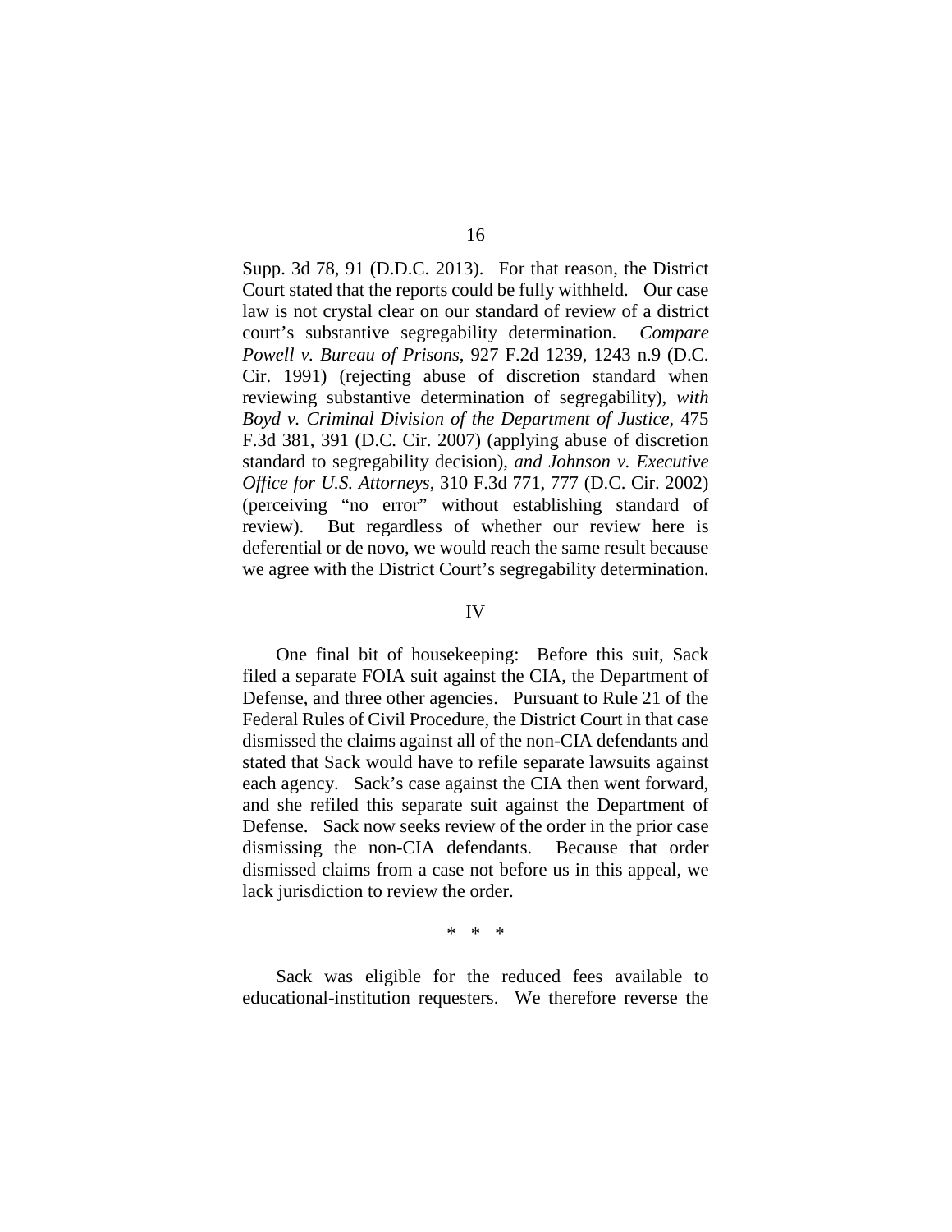Supp. 3d 78, 91 (D.D.C. 2013). For that reason, the District Court stated that the reports could be fully withheld. Our case law is not crystal clear on our standard of review of a district court's substantive segregability determination. *Compare Powell v. Bureau of Prisons*, 927 F.2d 1239, 1243 n.9 (D.C. Cir. 1991) (rejecting abuse of discretion standard when reviewing substantive determination of segregability), *with Boyd v. Criminal Division of the Department of Justice*, 475 F.3d 381, 391 (D.C. Cir. 2007) (applying abuse of discretion standard to segregability decision), *and Johnson v. Executive Office for U.S. Attorneys*, 310 F.3d 771, 777 (D.C. Cir. 2002) (perceiving "no error" without establishing standard of review). But regardless of whether our review here is deferential or de novo, we would reach the same result because we agree with the District Court's segregability determination.

## IV

One final bit of housekeeping: Before this suit, Sack filed a separate FOIA suit against the CIA, the Department of Defense, and three other agencies. Pursuant to Rule 21 of the Federal Rules of Civil Procedure, the District Court in that case dismissed the claims against all of the non-CIA defendants and stated that Sack would have to refile separate lawsuits against each agency. Sack's case against the CIA then went forward, and she refiled this separate suit against the Department of Defense. Sack now seeks review of the order in the prior case dismissing the non-CIA defendants. Because that order dismissed claims from a case not before us in this appeal, we lack jurisdiction to review the order.

\* \* \*

Sack was eligible for the reduced fees available to educational-institution requesters. We therefore reverse the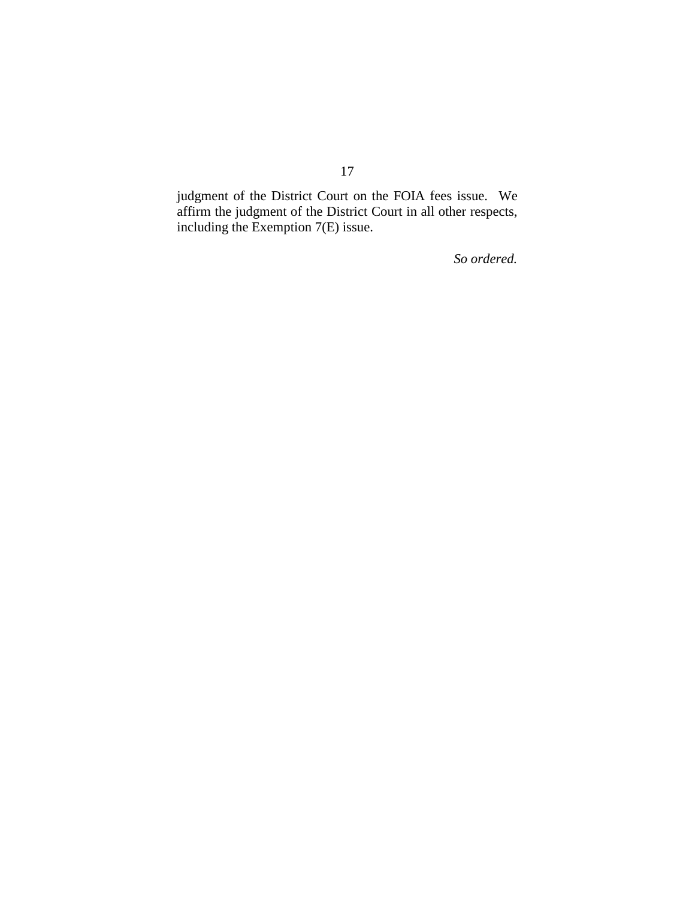judgment of the District Court on the FOIA fees issue. We affirm the judgment of the District Court in all other respects, including the Exemption 7(E) issue.

*So ordered.*